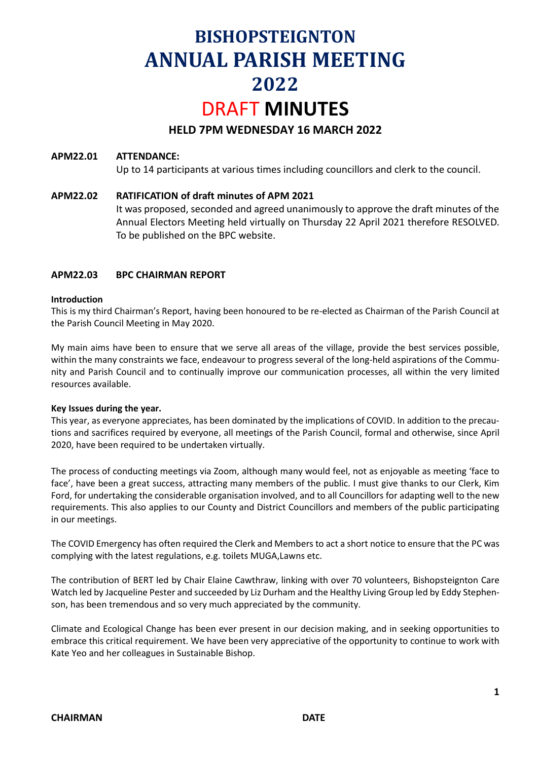# BISHOPSTEIGNTON ANNUAL PARISH MEETING 2022

# DRAFT MINUTES

## HELD 7PM WEDNESDAY 16 MARCH 2022

**APM22.01 ATTENDANCE:**

Up to 14 participants at various times including councillors and clerk to the council.

**APM22.02 RATIFICATION of draft minutes of APM 2021**

It was proposed, seconded and agreed unanimously to approve the draft minutes of the Annual Electors Meeting held virtually on Thursday 22 April 2021 therefore RESOLVED. To be published on the BPC website.

**APM22.03 BPC CHAIRMAN REPORT**

**Introduction**

This is my third Chairman's Report, having been honoured to be re-elected as Chairman of the Parish Council at the Parish Council Meeting in May 2020.

My main aims have been to ensure that we serve all areas of the village, provide the best services possible, within the many constraints we face, endeavour to progress several of the long-held aspirations of the Community and Parish Council and to continually improve our communication processes, all within the very limited resources available.

**Key Issues during the year.**

This year, as everyone appreciates, has been dominated by the implications of COVID. In addition to the precautions and sacrifices required by everyone, all meetings of the Parish Council, formal and otherwise, since April 2020, have been required to be undertaken virtually.

The process of conducting meetings via Zoom, although many would feel, not as enjoyable as meeting 'face to face', have been a great success, attracting many members of the public. I must give thanks to our Clerk, Kim Ford, for undertaking the considerable organisation involved, and to all Councillors for adapting well to the new requirements. This also applies to our County and District Councillors and members of the public participating in our meetings.

The COVID Emergency has often required the Clerk and Members to act a short notice to ensure that the PC was complying with the latest regulations, e.g. toilets MUGA,Lawns etc.

The contribution of BERT led by Chair Elaine Cawthraw, linking with over 70 volunteers, Bishopsteignton Care Watch led by Jacqueline Pester and succeeded by Liz Durham and the Healthy Living Group led by Eddy Stephenson, has been tremendous and so very much appreciated by the community.

Climate and Ecological Change has been ever present in our decision making, and in seeking opportunities to embrace this critical requirement. We have been very appreciative of the opportunity to continue to work with Kate Yeo and her colleagues in Sustainable Bishop.

**CHAIRMAN** **DATE**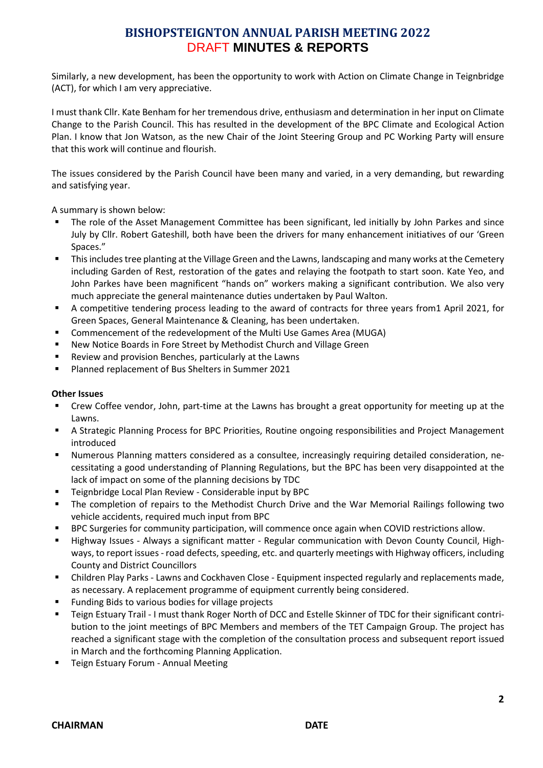Similarly, a new development, has been the opportunity to work with Action on Climate Change in Teignbridge (ACT), for which I am very appreciative.

I must thank Cllr. Kate Benham for her tremendous drive, enthusiasm and determination in her input on Climate Change to the Parish Council. This has resulted in the development of the BPC Climate and Ecological Action Plan. I know that Jon Watson, as the new Chair of the Joint Steering Group and PC Working Party will ensure that this work will continue and flourish.

The issues considered by the Parish Council have been many and varied, in a very demanding, but rewarding and satisfying year.

A summary is shown below:

- The role of the Asset Management Committee has been significant, led initially by John Parkes and since July by Cllr. Robert Gateshill, both have been the drivers for many enhancement initiatives of our 'Green Spaces."
- This includes tree planting at the Village Green and the Lawns, landscaping and many works at the Cemetery including Garden of Rest, restoration of the gates and relaying the footpath to start soon. Kate Yeo, and John Parkes have been magnificent "hands on" workers making a significant contribution. We also very much appreciate the general maintenance duties undertaken by Paul Walton.
- A competitive tendering process leading to the award of contracts for three years from1 April 2021, for Green Spaces, General Maintenance & Cleaning, has been undertaken.
- Commencement of the redevelopment of the Multi Use Games Area (MUGA)
- New Notice Boards in Fore Street by Methodist Church and Village Green
- Review and provision Benches, particularly at the Lawns
- Planned replacement of Bus Shelters in Summer 2021

**Other Issues**

- Crew Coffee vendor, John, part-time at the Lawns has brought a great opportunity for meeting up at the Lawns.
- A Strategic Planning Process for BPC Priorities, Routine ongoing responsibilities and Project Management introduced
- Numerous Planning matters considered as a consultee, increasingly requiring detailed consideration, necessitating a good understanding of Planning Regulations, but the BPC has been very disappointed at the lack of impact on some of the planning decisions by TDC
- Teignbridge Local Plan Review - Considerable input by BPC
- The completion of repairs to the Methodist Church Drive and the War Memorial Railings following two vehicle accidents, required much input from BPC
- BPC Surgeries for community participation, will commence once again when COVID restrictions allow.
- Highway Issues - Always a significant matter - Regular communication with Devon County Council, Highways, to report issues - road defects, speeding, etc. and quarterly meetings with Highway officers, including County and District Councillors
- Children Play Parks - Lawns and Cockhaven Close - Equipment inspected regularly and replacements made, as necessary. A replacement programme of equipment currently being considered.
- Funding Bids to various bodies for village projects
- Teign Estuary Trail - I must thank Roger North of DCC and Estelle Skinner of TDC for their significant contribution to the joint meetings of BPC Members and members of the TET Campaign Group. The project has reached a significant stage with the completion of the consultation process and subsequent report issued in March and the forthcoming Planning Application.
- Teign Estuary Forum - Annual Meeting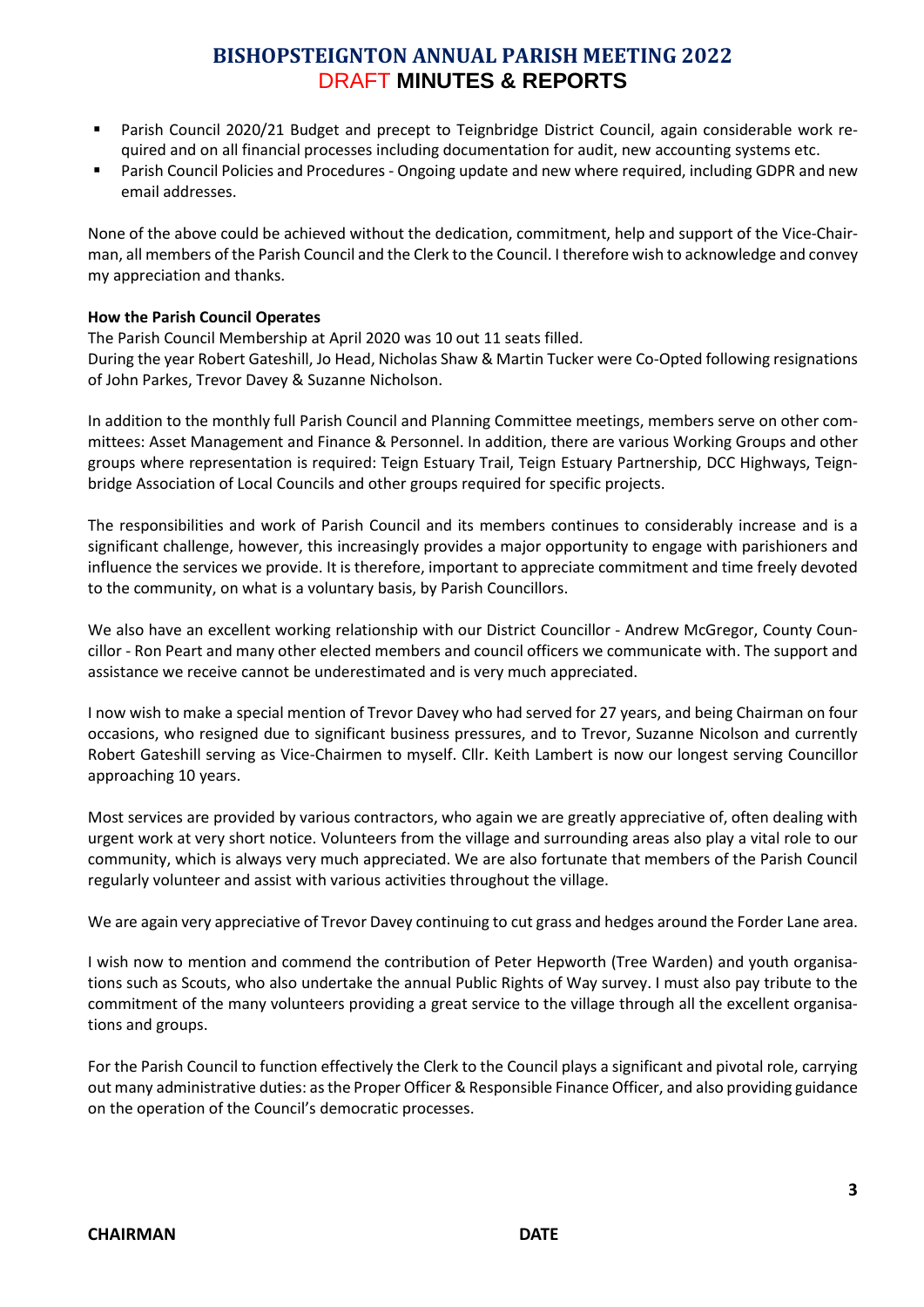- Parish Council 2020/21 Budget and precept to Teignbridge District Council, again considerable work required and on all financial processes including documentation for audit, new accounting systems etc.
- Parish Council Policies and Procedures - Ongoing update and new where required, including GDPR and new email addresses.

None of the above could be achieved without the dedication, commitment, help and support of the Vice-Chairman, all members of the Parish Council and the Clerk to the Council. I therefore wish to acknowledge and convey my appreciation and thanks.

**How the Parish Council Operates**

The Parish Council Membership at April 2020 was 10 out 11 seats filled.
During the year Robert Gateshill, Jo Head, Nicholas Shaw & Martin Tucker were Co-Opted following resignations of John Parkes, Trevor Davey & Suzanne Nicholson.

In addition to the monthly full Parish Council and Planning Committee meetings, members serve on other committees: Asset Management and Finance & Personnel. In addition, there are various Working Groups and other groups where representation is required: Teign Estuary Trail, Teign Estuary Partnership, DCC Highways, Teignbridge Association of Local Councils and other groups required for specific projects.

The responsibilities and work of Parish Council and its members continues to considerably increase and is a significant challenge, however, this increasingly provides a major opportunity to engage with parishioners and influence the services we provide. It is therefore, important to appreciate commitment and time freely devoted to the community, on what is a voluntary basis, by Parish Councillors.

We also have an excellent working relationship with our District Councillor - Andrew McGregor, County Councillor - Ron Peart and many other elected members and council officers we communicate with. The support and assistance we receive cannot be underestimated and is very much appreciated.

I now wish to make a special mention of Trevor Davey who had served for 27 years, and being Chairman on four occasions, who resigned due to significant business pressures, and to Trevor, Suzanne Nicolson and currently Robert Gateshill serving as Vice-Chairmen to myself. Cllr. Keith Lambert is now our longest serving Councillor approaching 10 years.

Most services are provided by various contractors, who again we are greatly appreciative of, often dealing with urgent work at very short notice. Volunteers from the village and surrounding areas also play a vital role to our community, which is always very much appreciated. We are also fortunate that members of the Parish Council regularly volunteer and assist with various activities throughout the village.

We are again very appreciative of Trevor Davey continuing to cut grass and hedges around the Forder Lane area.

I wish now to mention and commend the contribution of Peter Hepworth (Tree Warden) and youth organisations such as Scouts, who also undertake the annual Public Rights of Way survey. I must also pay tribute to the commitment of the many volunteers providing a great service to the village through all the excellent organisations and groups.

For the Parish Council to function effectively the Clerk to the Council plays a significant and pivotal role, carrying out many administrative duties: as the Proper Officer & Responsible Finance Officer, and also providing guidance on the operation of the Council's democratic processes.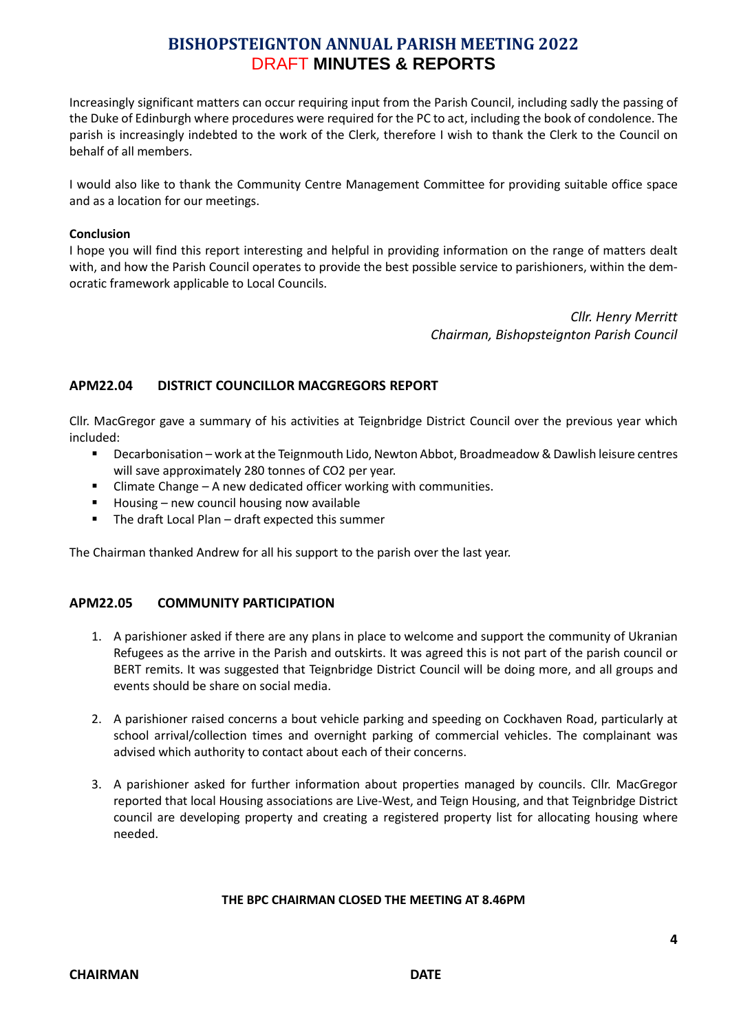Increasingly significant matters can occur requiring input from the Parish Council, including sadly the passing of the Duke of Edinburgh where procedures were required for the PC to act, including the book of condolence. The parish is increasingly indebted to the work of the Clerk, therefore I wish to thank the Clerk to the Council on behalf of all members.

I would also like to thank the Community Centre Management Committee for providing suitable office space and as a location for our meetings.

**Conclusion**
I hope you will find this report interesting and helpful in providing information on the range of matters dealt with, and how the Parish Council operates to provide the best possible service to parishioners, within the democratic framework applicable to Local Councils.

*Cllr. Henry Merritt*
*Chairman, Bishopsteignton Parish Council*

## APM22.04 DISTRICT COUNCILLOR MACGREGORS REPORT

Cllr. MacGregor gave a summary of his activities at Teignbridge District Council over the previous year which included:

- Decarbonisation – work at the Teignmouth Lido, Newton Abbot, Broadmeadow & Dawlish leisure centres will save approximately 280 tonnes of $CO_2$ per year.
- Climate Change – A new dedicated officer working with communities.
- Housing – new council housing now available
- The draft Local Plan – draft expected this summer

The Chairman thanked Andrew for all his support to the parish over the last year.

## APM22.05 COMMUNITY PARTICIPATION

1. A parishioner asked if there are any plans in place to welcome and support the community of Ukranian Refugees as the arrive in the Parish and outskirts. It was agreed this is not part of the parish council or BERT remits. It was suggested that Teignbridge District Council will be doing more, and all groups and events should be share on social media.

2. A parishioner raised concerns a bout vehicle parking and speeding on Cockhaven Road, particularly at school arrival/collection times and overnight parking of commercial vehicles. The complainant was advised which authority to contact about each of their concerns.

3. A parishioner asked for further information about properties managed by councils. Cllr. MacGregor reported that local Housing associations are Live-West, and Teign Housing, and that Teignbridge District council are developing property and creating a registered property list for allocating housing where needed.

**THE BPC CHAIRMAN CLOSED THE MEETING AT 8.46PM**

**CHAIRMAN** **DATE**